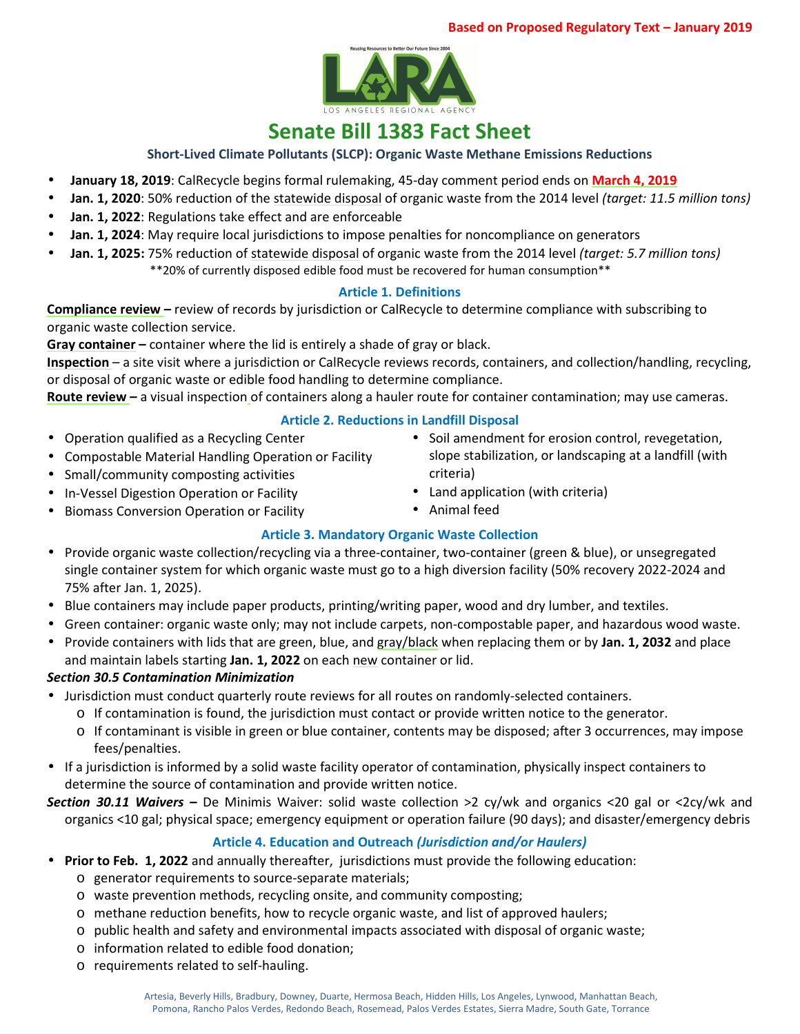Based on Proposed Regulatory Text – January 2019

LARA — Reusing Resources to Better Our Future Since 2004 — LOS ANGELES REGIONAL AGENCY

# Senate Bill 1383 Fact Sheet

### Short-Lived Climate Pollutants (SLCP): Organic Waste Methane Emissions Reductions

- **January 18, 2019**: CalRecycle begins formal rulemaking, 45-day comment period ends on **March 4, 2019**
- **Jan. 1, 2020**: 50% reduction of the statewide disposal of organic waste from the 2014 level *(target: 11.5 million tons)*
- **Jan. 1, 2022**: Regulations take effect and are enforceable
- **Jan. 1, 2024**: May require local jurisdictions to impose penalties for noncompliance on generators
- **Jan. 1, 2025:** 75% reduction of statewide disposal of organic waste from the 2014 level *(target: 5.7 million tons)*

**20% of currently disposed edible food must be recovered for human consumption**

## Article 1. Definitions

**Compliance review –** review of records by jurisdiction or CalRecycle to determine compliance with subscribing to organic waste collection service.

**Gray container –** container where the lid is entirely a shade of gray or black.

**Inspection** – a site visit where a jurisdiction or CalRecycle reviews records, containers, and collection/handling, recycling, or disposal of organic waste or edible food handling to determine compliance.

**Route review –** a visual inspection of containers along a hauler route for container contamination; may use cameras.

## Article 2. Reductions in Landfill Disposal

- Operation qualified as a Recycling Center
- Compostable Material Handling Operation or Facility
- Small/community composting activities
- In-Vessel Digestion Operation or Facility
- Biomass Conversion Operation or Facility
- Soil amendment for erosion control, revegetation, slope stabilization, or landscaping at a landfill (with criteria)
- Land application (with criteria)
- Animal feed

## Article 3. Mandatory Organic Waste Collection

- Provide organic waste collection/recycling via a three-container, two-container (green & blue), or unsegregated single container system for which organic waste must go to a high diversion facility (50% recovery 2022-2024 and 75% after Jan. 1, 2025).
- Blue containers may include paper products, printing/writing paper, wood and dry lumber, and textiles.
- Green container: organic waste only; may not include carpets, non-compostable paper, and hazardous wood waste.
- Provide containers with lids that are green, blue, and gray/black when replacing them or by **Jan. 1, 2032** and place and maintain labels starting **Jan. 1, 2022** on each new container or lid.

***Section 30.5 Contamination Minimization***

- Jurisdiction must conduct quarterly route reviews for all routes on randomly-selected containers.
  - If contamination is found, the jurisdiction must contact or provide written notice to the generator.
  - If contaminant is visible in green or blue container, contents may be disposed; after 3 occurrences, may impose fees/penalties.
- If a jurisdiction is informed by a solid waste facility operator of contamination, physically inspect containers to determine the source of contamination and provide written notice.

***Section 30.11 Waivers –*** De Minimis Waiver: solid waste collection >2 cy/wk and organics <20 gal or <2cy/wk and organics <10 gal; physical space; emergency equipment or operation failure (90 days); and disaster/emergency debris

## Article 4. Education and Outreach *(Jurisdiction and/or Haulers)*

- **Prior to Feb. 1, 2022** and annually thereafter, jurisdictions must provide the following education:
  - generator requirements to source-separate materials;
  - waste prevention methods, recycling onsite, and community composting;
  - methane reduction benefits, how to recycle organic waste, and list of approved haulers;
  - public health and safety and environmental impacts associated with disposal of organic waste;
  - information related to edible food donation;
  - requirements related to self-hauling.

Artesia, Beverly Hills, Bradbury, Downey, Duarte, Hermosa Beach, Hidden Hills, Los Angeles, Lynwood, Manhattan Beach, Pomona, Rancho Palos Verdes, Redondo Beach, Rosemead, Palos Verdes Estates, Sierra Madre, South Gate, Torrance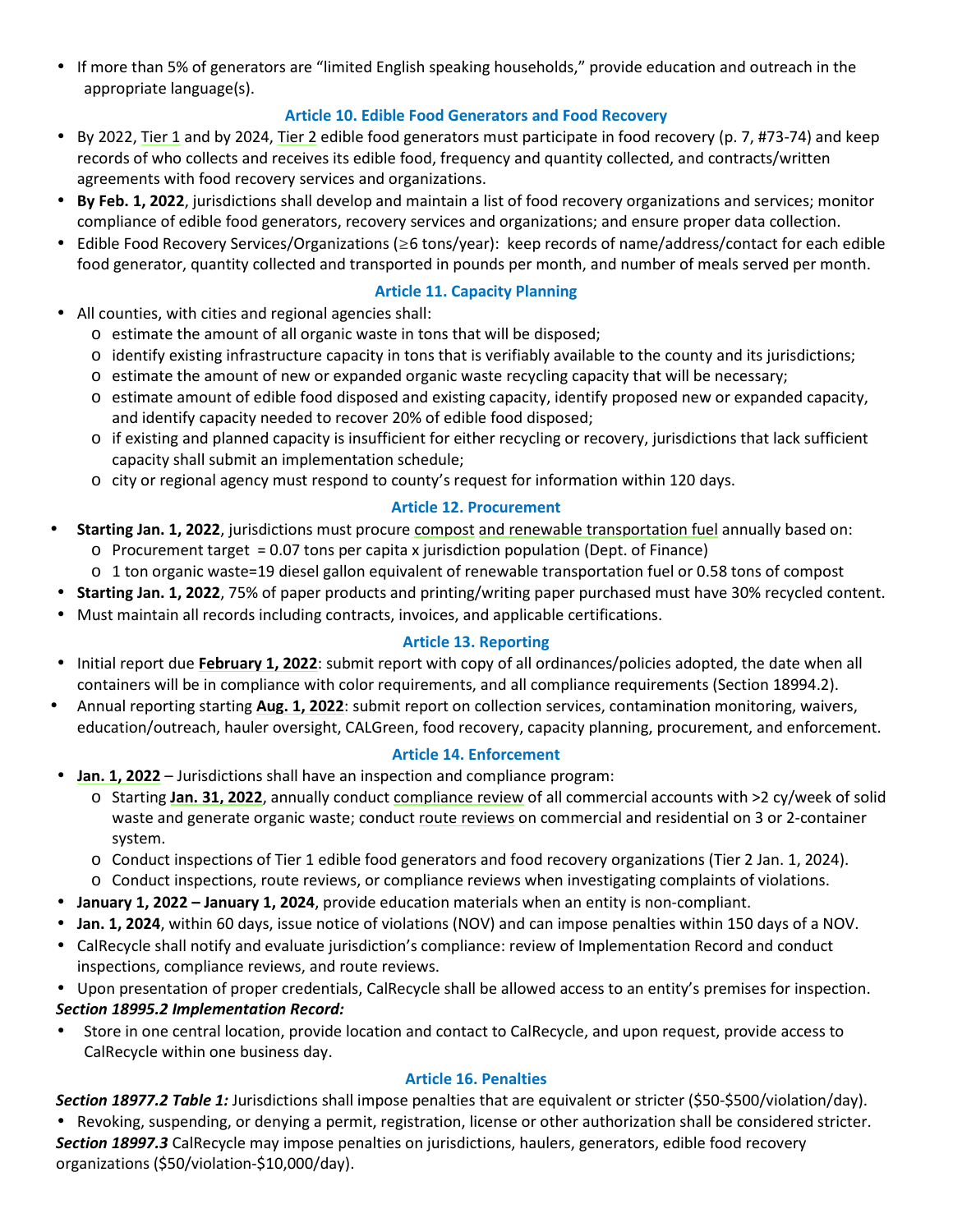- If more than 5% of generators are "limited English speaking households," provide education and outreach in the appropriate language(s).

### Article 10. Edible Food Generators and Food Recovery

- By 2022, Tier 1 and by 2024, Tier 2 edible food generators must participate in food recovery (p. 7, #73-74) and keep records of who collects and receives its edible food, frequency and quantity collected, and contracts/written agreements with food recovery services and organizations.
- **By Feb. 1, 2022**, jurisdictions shall develop and maintain a list of food recovery organizations and services; monitor compliance of edible food generators, recovery services and organizations; and ensure proper data collection.
- Edible Food Recovery Services/Organizations (≥6 tons/year): keep records of name/address/contact for each edible food generator, quantity collected and transported in pounds per month, and number of meals served per month.

### Article 11. Capacity Planning

- All counties, with cities and regional agencies shall:
  - estimate the amount of all organic waste in tons that will be disposed;
  - identify existing infrastructure capacity in tons that is verifiably available to the county and its jurisdictions;
  - estimate the amount of new or expanded organic waste recycling capacity that will be necessary;
  - estimate amount of edible food disposed and existing capacity, identify proposed new or expanded capacity, and identify capacity needed to recover 20% of edible food disposed;
  - if existing and planned capacity is insufficient for either recycling or recovery, jurisdictions that lack sufficient capacity shall submit an implementation schedule;
  - city or regional agency must respond to county's request for information within 120 days.

### Article 12. Procurement

- **Starting Jan. 1, 2022**, jurisdictions must procure compost and renewable transportation fuel annually based on:
  - Procurement target = 0.07 tons per capita x jurisdiction population (Dept. of Finance)
  - 1 ton organic waste=19 diesel gallon equivalent of renewable transportation fuel or 0.58 tons of compost
- **Starting Jan. 1, 2022**, 75% of paper products and printing/writing paper purchased must have 30% recycled content.
- Must maintain all records including contracts, invoices, and applicable certifications.

### Article 13. Reporting

- Initial report due **February 1, 2022**: submit report with copy of all ordinances/policies adopted, the date when all containers will be in compliance with color requirements, and all compliance requirements (Section 18994.2).
- Annual reporting starting **Aug. 1, 2022**: submit report on collection services, contamination monitoring, waivers, education/outreach, hauler oversight, CALGreen, food recovery, capacity planning, procurement, and enforcement.

### Article 14. Enforcement

- **Jan. 1, 2022** – Jurisdictions shall have an inspection and compliance program:
  - Starting **Jan. 31, 2022**, annually conduct compliance review of all commercial accounts with >2 cy/week of solid waste and generate organic waste; conduct route reviews on commercial and residential on 3 or 2-container system.
  - Conduct inspections of Tier 1 edible food generators and food recovery organizations (Tier 2 Jan. 1, 2024).
  - Conduct inspections, route reviews, or compliance reviews when investigating complaints of violations.
- **January 1, 2022 – January 1, 2024**, provide education materials when an entity is non-compliant.
- **Jan. 1, 2024**, within 60 days, issue notice of violations (NOV) and can impose penalties within 150 days of a NOV.
- CalRecycle shall notify and evaluate jurisdiction's compliance: review of Implementation Record and conduct inspections, compliance reviews, and route reviews.
- Upon presentation of proper credentials, CalRecycle shall be allowed access to an entity's premises for inspection.

***Section 18995.2 Implementation Record:***

- Store in one central location, provide location and contact to CalRecycle, and upon request, provide access to CalRecycle within one business day.

### Article 16. Penalties

***Section 18977.2 Table 1:*** Jurisdictions shall impose penalties that are equivalent or stricter ($50-$500/violation/day).

- Revoking, suspending, or denying a permit, registration, license or other authorization shall be considered stricter.

***Section 18997.3*** CalRecycle may impose penalties on jurisdictions, haulers, generators, edible food recovery organizations ($50/violation-$10,000/day).